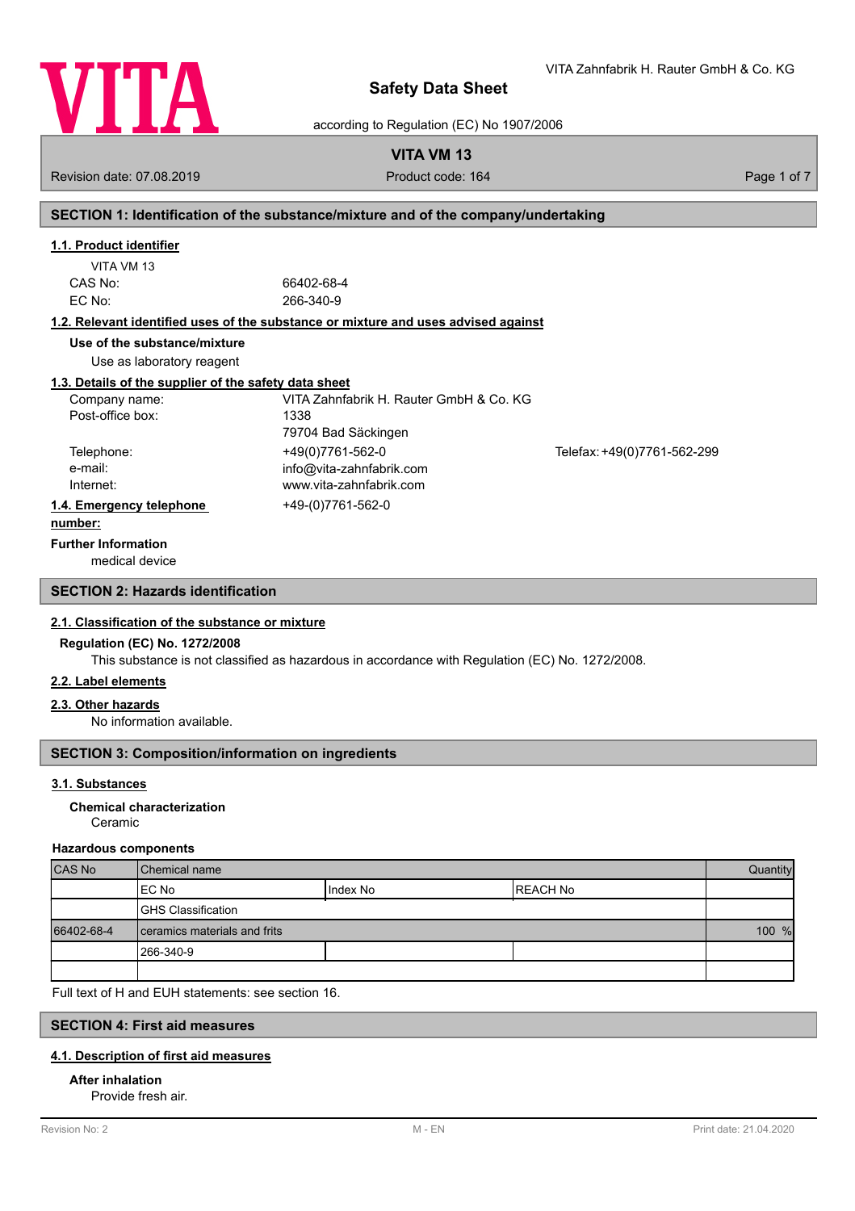VITA Zahnfabrik H. Rauter GmbH & Co. KG

# Safety Data Sheet

according to Regulation (EC) No 1907/2006

**VITA VM 13**

Revision date: 07.08.2019 | Product code: 164

## SECTION 1: Identification of the substance/mixture and of the company/undertaking

### 1.1. Product identifier

VITA VM 13

CAS No: 66402-68-4

EC No: 266-340-9

### 1.2. Relevant identified uses of the substance or mixture and uses advised against

**Use of the substance/mixture**

Use as laboratory reagent

### 1.3. Details of the supplier of the safety data sheet

Company name: VITA Zahnfabrik H. Rauter GmbH & Co. KG

Post-office box: 1338

79704 Bad Säckingen

Telephone: +49(0)7761-562-0 Telefax: +49(0)7761-562-299

e-mail: info@vita-zahnfabrik.com

Internet: www.vita-zahnfabrik.com

### 1.4. Emergency telephone number:

+49-(0)7761-562-0

**Further Information**

medical device

## SECTION 2: Hazards identification

### 2.1. Classification of the substance or mixture

**Regulation (EC) No. 1272/2008**

This substance is not classified as hazardous in accordance with Regulation (EC) No. 1272/2008.

### 2.2. Label elements

### 2.3. Other hazards

No information available.

## SECTION 3: Composition/information on ingredients

### 3.1. Substances

**Chemical characterization**

Ceramic

**Hazardous components**

| CAS No | Chemical name | | | Quantity |
|---|---|---|---|---|
| | EC No | Index No | REACH No | |
| | GHS Classification | | | |
| 66402-68-4 | ceramics materials and frits | | | 100 % |
| | 266-340-9 | | | |
| | | | | |

Full text of H and EUH statements: see section 16.

## SECTION 4: First aid measures

### 4.1. Description of first aid measures

**After inhalation**

Provide fresh air.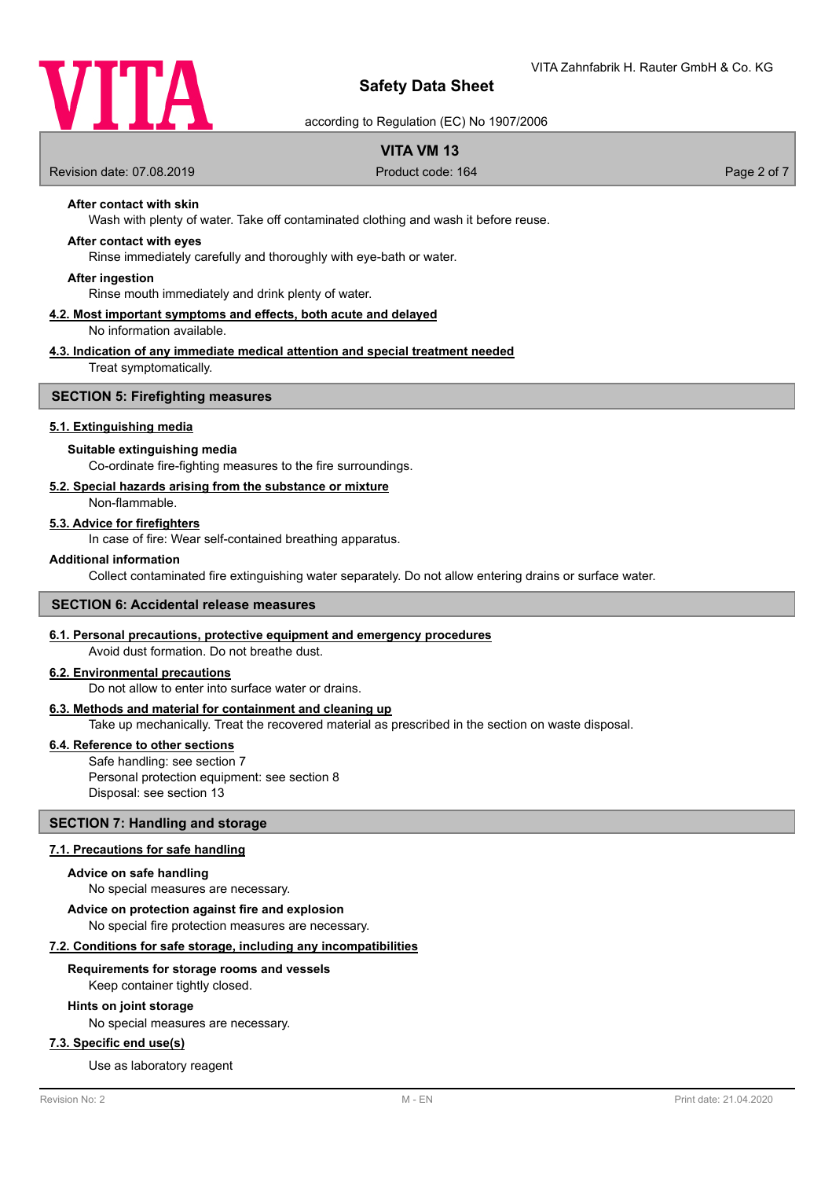**After contact with skin**

Wash with plenty of water. Take off contaminated clothing and wash it before reuse.

**After contact with eyes**

Rinse immediately carefully and thoroughly with eye-bath or water.

**After ingestion**

Rinse mouth immediately and drink plenty of water.

### 4.2. Most important symptoms and effects, both acute and delayed

No information available.

### 4.3. Indication of any immediate medical attention and special treatment needed

Treat symptomatically.

## SECTION 5: Firefighting measures

### 5.1. Extinguishing media

**Suitable extinguishing media**

Co-ordinate fire-fighting measures to the fire surroundings.

### 5.2. Special hazards arising from the substance or mixture

Non-flammable.

### 5.3. Advice for firefighters

In case of fire: Wear self-contained breathing apparatus.

**Additional information**

Collect contaminated fire extinguishing water separately. Do not allow entering drains or surface water.

## SECTION 6: Accidental release measures

### 6.1. Personal precautions, protective equipment and emergency procedures

Avoid dust formation. Do not breathe dust.

### 6.2. Environmental precautions

Do not allow to enter into surface water or drains.

### 6.3. Methods and material for containment and cleaning up

Take up mechanically. Treat the recovered material as prescribed in the section on waste disposal.

### 6.4. Reference to other sections

Safe handling: see section 7
Personal protection equipment: see section 8
Disposal: see section 13

## SECTION 7: Handling and storage

### 7.1. Precautions for safe handling

**Advice on safe handling**

No special measures are necessary.

**Advice on protection against fire and explosion**

No special fire protection measures are necessary.

### 7.2. Conditions for safe storage, including any incompatibilities

**Requirements for storage rooms and vessels**

Keep container tightly closed.

**Hints on joint storage**

No special measures are necessary.

### 7.3. Specific end use(s)

Use as laboratory reagent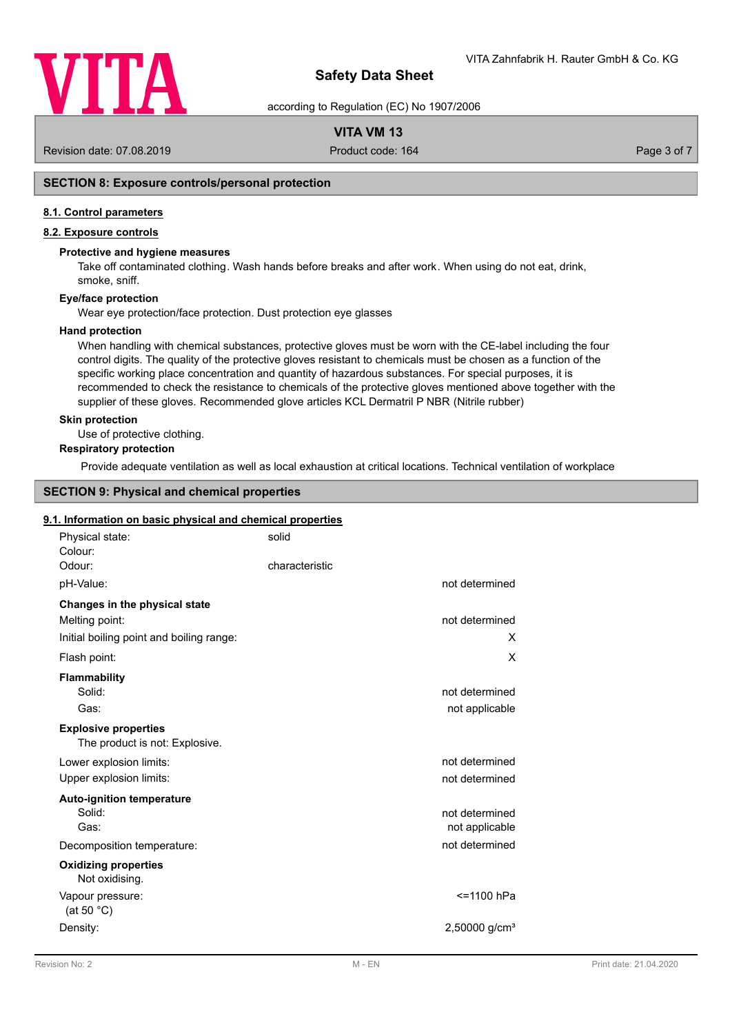## SECTION 8: Exposure controls/personal protection

### 8.1. Control parameters

### 8.2. Exposure controls

**Protective and hygiene measures**

Take off contaminated clothing. Wash hands before breaks and after work. When using do not eat, drink, smoke, sniff.

**Eye/face protection**

Wear eye protection/face protection. Dust protection eye glasses

**Hand protection**

When handling with chemical substances, protective gloves must be worn with the CE-label including the four control digits. The quality of the protective gloves resistant to chemicals must be chosen as a function of the specific working place concentration and quantity of hazardous substances. For special purposes, it is recommended to check the resistance to chemicals of the protective gloves mentioned above together with the supplier of these gloves. Recommended glove articles KCL Dermatril P NBR (Nitrile rubber)

**Skin protection**

Use of protective clothing.

**Respiratory protection**

Provide adequate ventilation as well as local exhaustion at critical locations. Technical ventilation of workplace

## SECTION 9: Physical and chemical properties

### 9.1. Information on basic physical and chemical properties

| | | |
|---|---|---|
| Physical state: | solid | |
| Colour: | | |
| Odour: | characteristic | |
| pH-Value: | | not determined |
| **Changes in the physical state** | | |
| Melting point: | | not determined |
| Initial boiling point and boiling range: | | X |
| Flash point: | | X |
| **Flammability** | | |
| Solid: | | not determined |
| Gas: | | not applicable |
| **Explosive properties** | | |
| The product is not: Explosive. | | |
| Lower explosion limits: | | not determined |
| Upper explosion limits: | | not determined |
| **Auto-ignition temperature** | | |
| Solid: | | not determined |
| Gas: | | not applicable |
| Decomposition temperature: | | not determined |
| **Oxidizing properties** | | |
| Not oxidising. | | |
| Vapour pressure: (at 50 °C) | | <=1100 hPa |
| Density: | | 2,50000 g/cm³ |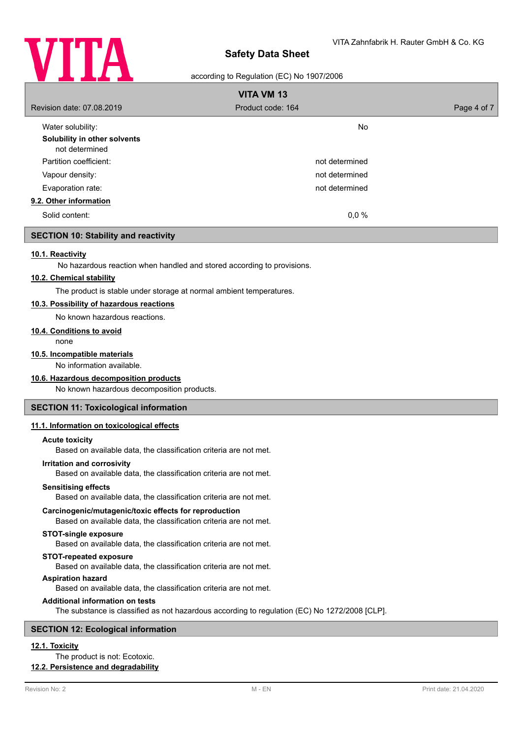| | |
|---|---|
| Water solubility: | No |

**Solubility in other solvents**

not determined

| | |
|---|---|
| Partition coefficient: | not determined |
| Vapour density: | not determined |
| Evaporation rate: | not determined |

**9.2. Other information**

| | |
|---|---|
| Solid content: | 0,0 % |

## SECTION 10: Stability and reactivity

**10.1. Reactivity**

No hazardous reaction when handled and stored according to provisions.

**10.2. Chemical stability**

The product is stable under storage at normal ambient temperatures.

**10.3. Possibility of hazardous reactions**

No known hazardous reactions.

**10.4. Conditions to avoid**

none

**10.5. Incompatible materials**

No information available.

**10.6. Hazardous decomposition products**

No known hazardous decomposition products.

## SECTION 11: Toxicological information

**11.1. Information on toxicological effects**

**Acute toxicity**

Based on available data, the classification criteria are not met.

**Irritation and corrosivity**

Based on available data, the classification criteria are not met.

**Sensitising effects**

Based on available data, the classification criteria are not met.

**Carcinogenic/mutagenic/toxic effects for reproduction**

Based on available data, the classification criteria are not met.

**STOT-single exposure**

Based on available data, the classification criteria are not met.

**STOT-repeated exposure**

Based on available data, the classification criteria are not met.

**Aspiration hazard**

Based on available data, the classification criteria are not met.

**Additional information on tests**

The substance is classified as not hazardous according to regulation (EC) No 1272/2008 [CLP].

## SECTION 12: Ecological information

**12.1. Toxicity**

The product is not: Ecotoxic.

**12.2. Persistence and degradability**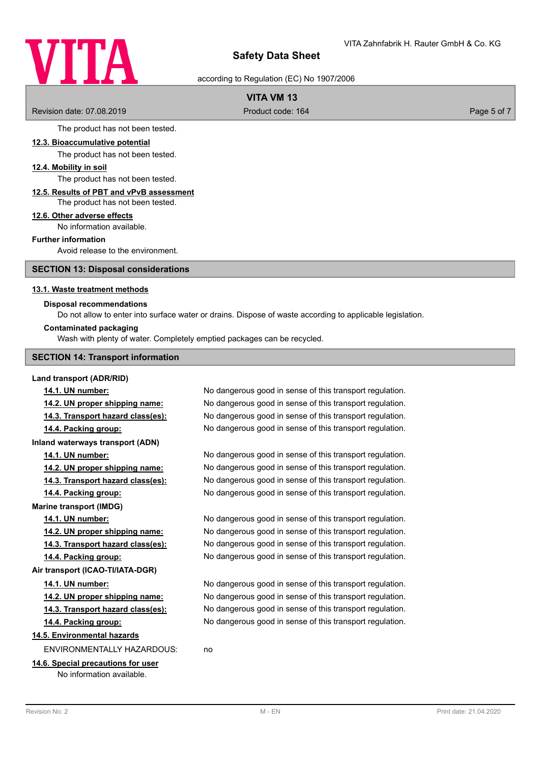The product has not been tested.

**12.3. Bioaccumulative potential**

The product has not been tested.

**12.4. Mobility in soil**

The product has not been tested.

**12.5. Results of PBT and vPvB assessment**

The product has not been tested.

**12.6. Other adverse effects**

No information available.

**Further information**

Avoid release to the environment.

## SECTION 13: Disposal considerations

**13.1. Waste treatment methods**

**Disposal recommendations**

Do not allow to enter into surface water or drains. Dispose of waste according to applicable legislation.

**Contaminated packaging**

Wash with plenty of water. Completely emptied packages can be recycled.

## SECTION 14: Transport information

**Land transport (ADR/RID)**

| | |
|---|---|
| **14.1. UN number:** | No dangerous good in sense of this transport regulation. |
| **14.2. UN proper shipping name:** | No dangerous good in sense of this transport regulation. |
| **14.3. Transport hazard class(es):** | No dangerous good in sense of this transport regulation. |
| **14.4. Packing group:** | No dangerous good in sense of this transport regulation. |

**Inland waterways transport (ADN)**

| | |
|---|---|
| **14.1. UN number:** | No dangerous good in sense of this transport regulation. |
| **14.2. UN proper shipping name:** | No dangerous good in sense of this transport regulation. |
| **14.3. Transport hazard class(es):** | No dangerous good in sense of this transport regulation. |
| **14.4. Packing group:** | No dangerous good in sense of this transport regulation. |

**Marine transport (IMDG)**

| | |
|---|---|
| **14.1. UN number:** | No dangerous good in sense of this transport regulation. |
| **14.2. UN proper shipping name:** | No dangerous good in sense of this transport regulation. |
| **14.3. Transport hazard class(es):** | No dangerous good in sense of this transport regulation. |
| **14.4. Packing group:** | No dangerous good in sense of this transport regulation. |

**Air transport (ICAO-TI/IATA-DGR)**

| | |
|---|---|
| **14.1. UN number:** | No dangerous good in sense of this transport regulation. |
| **14.2. UN proper shipping name:** | No dangerous good in sense of this transport regulation. |
| **14.3. Transport hazard class(es):** | No dangerous good in sense of this transport regulation. |
| **14.4. Packing group:** | No dangerous good in sense of this transport regulation. |

**14.5. Environmental hazards**

ENVIRONMENTALLY HAZARDOUS: no

**14.6. Special precautions for user**

No information available.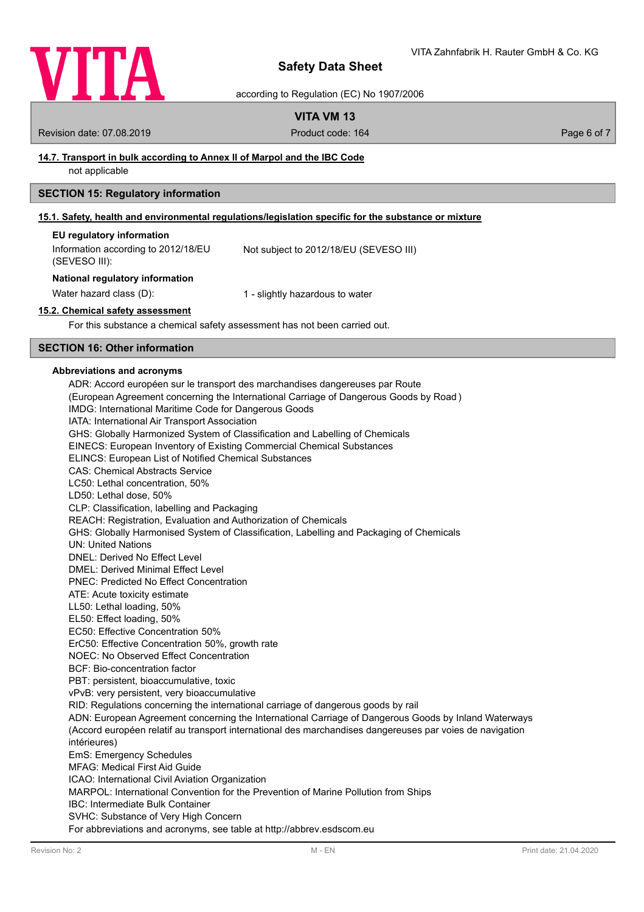#### 14.7. Transport in bulk according to Annex II of Marpol and the IBC Code

not applicable

## SECTION 15: Regulatory information

#### 15.1. Safety, health and environmental regulations/legislation specific for the substance or mixture

**EU regulatory information**

| | |
|---|---|
| Information according to 2012/18/EU (SEVESO III): | Not subject to 2012/18/EU (SEVESO III) |

**National regulatory information**

| | |
|---|---|
| Water hazard class (D): | 1 - slightly hazardous to water |

#### 15.2. Chemical safety assessment

For this substance a chemical safety assessment has not been carried out.

## SECTION 16: Other information

**Abbreviations and acronyms**

ADR: Accord européen sur le transport des marchandises dangereuses par Route
(European Agreement concerning the International Carriage of Dangerous Goods by Road )
IMDG: International Maritime Code for Dangerous Goods
IATA: International Air Transport Association
GHS: Globally Harmonized System of Classification and Labelling of Chemicals
EINECS: European Inventory of Existing Commercial Chemical Substances
ELINCS: European List of Notified Chemical Substances
CAS: Chemical Abstracts Service
LC50: Lethal concentration, 50%
LD50: Lethal dose, 50%
CLP: Classification, labelling and Packaging
REACH: Registration, Evaluation and Authorization of Chemicals
GHS: Globally Harmonised System of Classification, Labelling and Packaging of Chemicals
UN: United Nations
DNEL: Derived No Effect Level
DMEL: Derived Minimal Effect Level
PNEC: Predicted No Effect Concentration
ATE: Acute toxicity estimate
LL50: Lethal loading, 50%
EL50: Effect loading, 50%
EC50: Effective Concentration 50%
ErC50: Effective Concentration 50%, growth rate
NOEC: No Observed Effect Concentration
BCF: Bio-concentration factor
PBT: persistent, bioaccumulative, toxic
vPvB: very persistent, very bioaccumulative
RID: Regulations concerning the international carriage of dangerous goods by rail
ADN: European Agreement concerning the International Carriage of Dangerous Goods by Inland Waterways
(Accord européen relatif au transport international des marchandises dangereuses par voies de navigation intérieures)
EmS: Emergency Schedules
MFAG: Medical First Aid Guide
ICAO: International Civil Aviation Organization
MARPOL: International Convention for the Prevention of Marine Pollution from Ships
IBC: Intermediate Bulk Container
SVHC: Substance of Very High Concern
For abbreviations and acronyms, see table at http://abbrev.esdscom.eu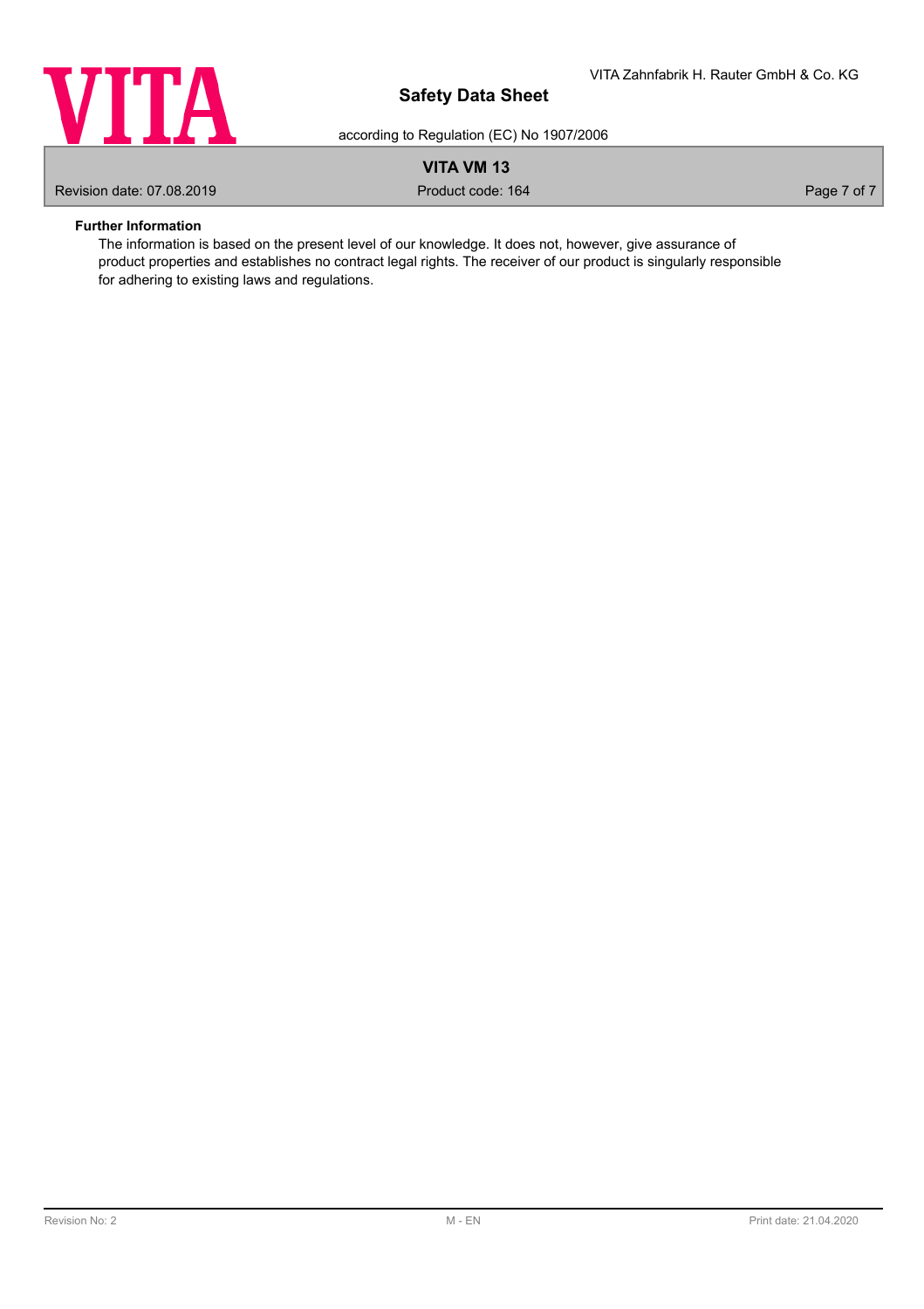**Further Information**

The information is based on the present level of our knowledge. It does not, however, give assurance of product properties and establishes no contract legal rights. The receiver of our product is singularly responsible for adhering to existing laws and regulations.